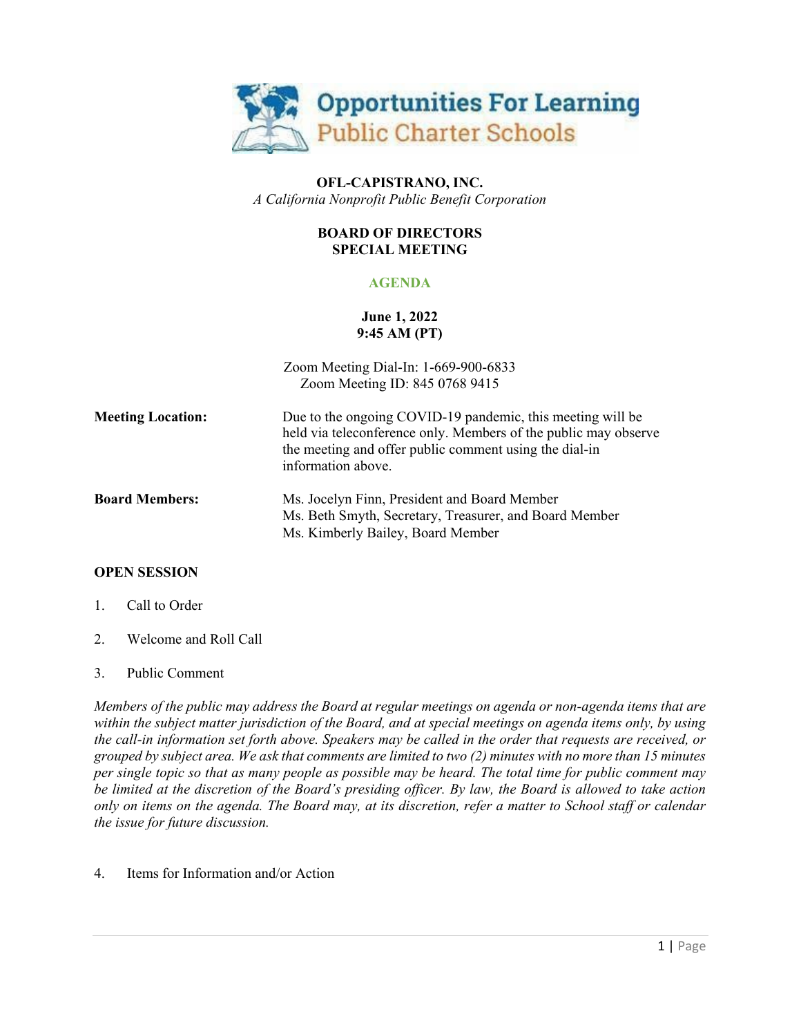Opportunities For Learning
Public Charter Schools

**OFL-CAPISTRANO, INC.**
*A California Nonprofit Public Benefit Corporation*

**BOARD OF DIRECTORS**
**SPECIAL MEETING**

**AGENDA**

**June 1, 2022**
**9:45 AM (PT)**

Zoom Meeting Dial-In: 1-669-900-6833
Zoom Meeting ID: 845 0768 9415

**Meeting Location:** Due to the ongoing COVID-19 pandemic, this meeting will be held via teleconference only. Members of the public may observe the meeting and offer public comment using the dial-in information above.

**Board Members:**
Ms. Jocelyn Finn, President and Board Member
Ms. Beth Smyth, Secretary, Treasurer, and Board Member
Ms. Kimberly Bailey, Board Member

**OPEN SESSION**

1. Call to Order

2. Welcome and Roll Call

3. Public Comment

*Members of the public may address the Board at regular meetings on agenda or non-agenda items that are within the subject matter jurisdiction of the Board, and at special meetings on agenda items only, by using the call-in information set forth above. Speakers may be called in the order that requests are received, or grouped by subject area. We ask that comments are limited to two (2) minutes with no more than 15 minutes per single topic so that as many people as possible may be heard. The total time for public comment may be limited at the discretion of the Board's presiding officer. By law, the Board is allowed to take action only on items on the agenda. The Board may, at its discretion, refer a matter to School staff or calendar the issue for future discussion.*

4. Items for Information and/or Action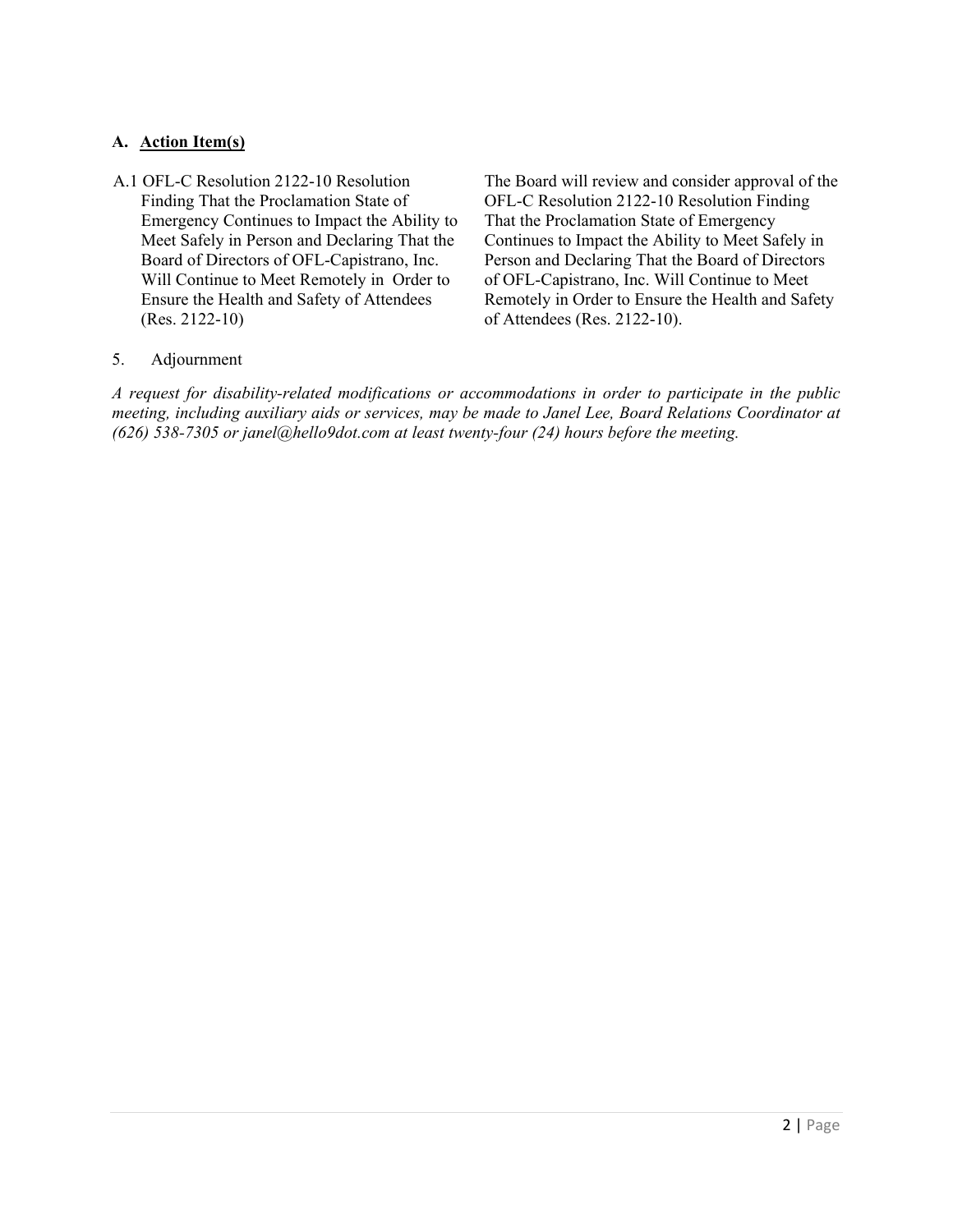**A. Action Item(s)**

| | |
|---|---|
| A.1 OFL-C Resolution 2122-10 Resolution Finding That the Proclamation State of Emergency Continues to Impact the Ability to Meet Safely in Person and Declaring That the Board of Directors of OFL-Capistrano, Inc. Will Continue to Meet Remotely in Order to Ensure the Health and Safety of Attendees (Res. 2122-10) | The Board will review and consider approval of the OFL-C Resolution 2122-10 Resolution Finding That the Proclamation State of Emergency Continues to Impact the Ability to Meet Safely in Person and Declaring That the Board of Directors of OFL-Capistrano, Inc. Will Continue to Meet Remotely in Order to Ensure the Health and Safety of Attendees (Res. 2122-10). |

5. Adjournment

*A request for disability-related modifications or accommodations in order to participate in the public meeting, including auxiliary aids or services, may be made to Janel Lee, Board Relations Coordinator at (626) 538-7305 or janel@hello9dot.com at least twenty-four (24) hours before the meeting.*